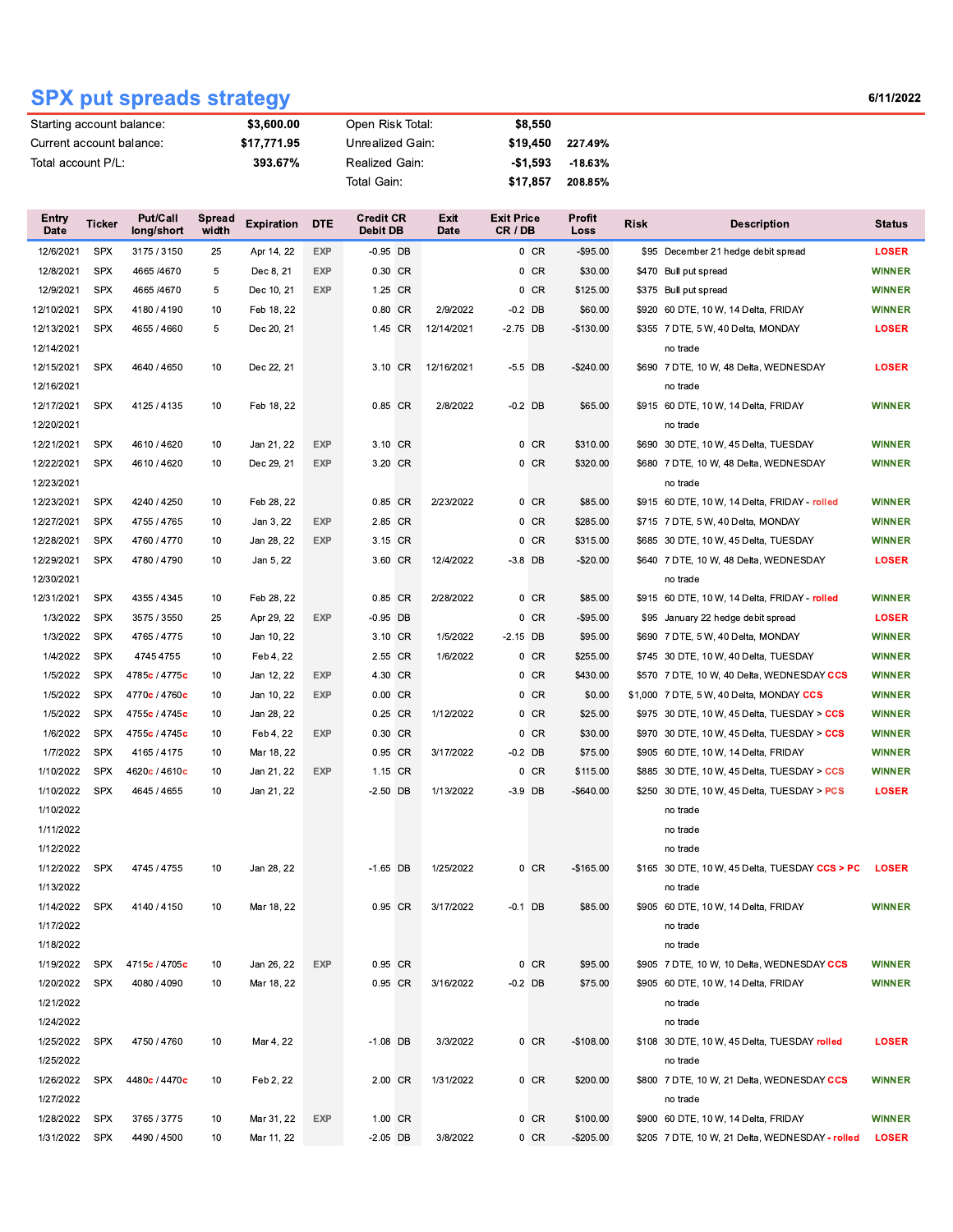# SPX put spreads strategy

6/11/2022

| | | | | |
|---|---|---|---|---|
| Starting account balance: | $3,600.00 | Open Risk Total: | $8,550 | |
| Current account balance: | $17,771.95 | Unrealized Gain: | $19,450 | 227.49% |
| Total account P/L: | 393.67% | Realized Gain: | -$1,593 | -18.63% |
| | | Total Gain: | $17,857 | 208.85% |

| Entry Date | Ticker | Put/Call long/short | Spread width | Expiration | DTE | Credit CR Debit DB | | Exit Date | Exit Price CR / DB | | Profit Loss | Risk | Description | Status |
|---|---|---|---|---|---|---|---|---|---|---|---|---|---|---|
| 12/6/2021 | SPX | 3175 / 3150 | 25 | Apr 14, 22 | EXP | -0.95 | DB | | 0 | CR | -$95.00 | $95 | December 21 hedge debit spread | LOSER |
| 12/8/2021 | SPX | 4665 /4670 | 5 | Dec 8, 21 | EXP | 0.30 | CR | | 0 | CR | $30.00 | $470 | Bull put spread | WINNER |
| 12/9/2021 | SPX | 4665 /4670 | 5 | Dec 10, 21 | EXP | 1.25 | CR | | 0 | CR | $125.00 | $375 | Bull put spread | WINNER |
| 12/10/2021 | SPX | 4180 / 4190 | 10 | Feb 18, 22 | | 0.80 | CR | 2/9/2022 | -0.2 | DB | $60.00 | $920 | 60 DTE, 10 W, 14 Delta, FRIDAY | WINNER |
| 12/13/2021 | SPX | 4655 / 4660 | 5 | Dec 20, 21 | | 1.45 | CR | 12/14/2021 | -2.75 | DB | -$130.00 | $355 | 7 DTE, 5 W, 40 Delta, MONDAY | LOSER |
| 12/14/2021 | | | | | | | | | | | | | no trade | |
| 12/15/2021 | SPX | 4640 / 4650 | 10 | Dec 22, 21 | | 3.10 | CR | 12/16/2021 | -5.5 | DB | -$240.00 | $690 | 7 DTE, 10 W, 48 Delta, WEDNESDAY | LOSER |
| 12/16/2021 | | | | | | | | | | | | | no trade | |
| 12/17/2021 | SPX | 4125 / 4135 | 10 | Feb 18, 22 | | 0.85 | CR | 2/8/2022 | -0.2 | DB | $65.00 | $915 | 60 DTE, 10 W, 14 Delta, FRIDAY | WINNER |
| 12/20/2021 | | | | | | | | | | | | | no trade | |
| 12/21/2021 | SPX | 4610 / 4620 | 10 | Jan 21, 22 | EXP | 3.10 | CR | | 0 | CR | $310.00 | $690 | 30 DTE, 10 W, 45 Delta, TUESDAY | WINNER |
| 12/22/2021 | SPX | 4610 / 4620 | 10 | Dec 29, 21 | EXP | 3.20 | CR | | 0 | CR | $320.00 | $680 | 7 DTE, 10 W, 48 Delta, WEDNESDAY | WINNER |
| 12/23/2021 | | | | | | | | | | | | | no trade | |
| 12/23/2021 | SPX | 4240 / 4250 | 10 | Feb 28, 22 | | 0.85 | CR | 2/23/2022 | 0 | CR | $85.00 | $915 | 60 DTE, 10 W, 14 Delta, FRIDAY - rolled | WINNER |
| 12/27/2021 | SPX | 4755 / 4765 | 10 | Jan 3, 22 | EXP | 2.85 | CR | | 0 | CR | $285.00 | $715 | 7 DTE, 5 W, 40 Delta, MONDAY | WINNER |
| 12/28/2021 | SPX | 4760 / 4770 | 10 | Jan 28, 22 | EXP | 3.15 | CR | | 0 | CR | $315.00 | $685 | 30 DTE, 10 W, 45 Delta, TUESDAY | WINNER |
| 12/29/2021 | SPX | 4780 / 4790 | 10 | Jan 5, 22 | | 3.60 | CR | 12/4/2022 | -3.8 | DB | -$20.00 | $640 | 7 DTE, 10 W, 48 Delta, WEDNESDAY | LOSER |
| 12/30/2021 | | | | | | | | | | | | | no trade | |
| 12/31/2021 | SPX | 4355 / 4345 | 10 | Feb 28, 22 | | 0.85 | CR | 2/28/2022 | 0 | CR | $85.00 | $915 | 60 DTE, 10 W, 14 Delta, FRIDAY - rolled | WINNER |
| 1/3/2022 | SPX | 3575 / 3550 | 25 | Apr 29, 22 | EXP | -0.95 | DB | | 0 | CR | -$95.00 | $95 | January 22 hedge debit spread | LOSER |
| 1/3/2022 | SPX | 4765 / 4775 | 10 | Jan 10, 22 | | 3.10 | CR | 1/5/2022 | -2.15 | DB | $95.00 | $690 | 7 DTE, 5 W, 40 Delta, MONDAY | WINNER |
| 1/4/2022 | SPX | 4745 4755 | 10 | Feb 4, 22 | | 2.55 | CR | 1/6/2022 | 0 | CR | $255.00 | $745 | 30 DTE, 10 W, 40 Delta, TUESDAY | WINNER |
| 1/5/2022 | SPX | 4785c / 4775c | 10 | Jan 12, 22 | EXP | 4.30 | CR | | 0 | CR | $430.00 | $570 | 7 DTE, 10 W, 40 Delta, WEDNESDAY CCS | WINNER |
| 1/5/2022 | SPX | 4770c / 4760c | 10 | Jan 10, 22 | EXP | 0.00 | CR | | 0 | CR | $0.00 | $1,000 | 7 DTE, 5 W, 40 Delta, MONDAY CCS | WINNER |
| 1/5/2022 | SPX | 4755c / 4745c | 10 | Jan 28, 22 | | 0.25 | CR | 1/12/2022 | 0 | CR | $25.00 | $975 | 30 DTE, 10 W, 45 Delta, TUESDAY > CCS | WINNER |
| 1/6/2022 | SPX | 4755c / 4745c | 10 | Feb 4, 22 | EXP | 0.30 | CR | | 0 | CR | $30.00 | $970 | 30 DTE, 10 W, 45 Delta, TUESDAY > CCS | WINNER |
| 1/7/2022 | SPX | 4165 / 4175 | 10 | Mar 18, 22 | | 0.95 | CR | 3/17/2022 | -0.2 | DB | $75.00 | $905 | 60 DTE, 10 W, 14 Delta, FRIDAY | WINNER |
| 1/10/2022 | SPX | 4620c / 4610c | 10 | Jan 21, 22 | EXP | 1.15 | CR | | 0 | CR | $115.00 | $885 | 30 DTE, 10 W, 45 Delta, TUESDAY > CCS | WINNER |
| 1/10/2022 | SPX | 4645 / 4655 | 10 | Jan 21, 22 | | -2.50 | DB | 1/13/2022 | -3.9 | DB | -$640.00 | $250 | 30 DTE, 10 W, 45 Delta, TUESDAY > PCS | LOSER |
| 1/10/2022 | | | | | | | | | | | | | no trade | |
| 1/11/2022 | | | | | | | | | | | | | no trade | |
| 1/12/2022 | | | | | | | | | | | | | no trade | |
| 1/12/2022 | SPX | 4745 / 4755 | 10 | Jan 28, 22 | | -1.65 | DB | 1/25/2022 | 0 | CR | -$165.00 | $165 | 30 DTE, 10 W, 45 Delta, TUESDAY CCS > PC | LOSER |
| 1/13/2022 | | | | | | | | | | | | | no trade | |
| 1/14/2022 | SPX | 4140 / 4150 | 10 | Mar 18, 22 | | 0.95 | CR | 3/17/2022 | -0.1 | DB | $85.00 | $905 | 60 DTE, 10 W, 14 Delta, FRIDAY | WINNER |
| 1/17/2022 | | | | | | | | | | | | | no trade | |
| 1/18/2022 | | | | | | | | | | | | | no trade | |
| 1/19/2022 | SPX | 4715c / 4705c | 10 | Jan 26, 22 | EXP | 0.95 | CR | | 0 | CR | $95.00 | $905 | 7 DTE, 10 W, 10 Delta, WEDNESDAY CCS | WINNER |
| 1/20/2022 | SPX | 4080 / 4090 | 10 | Mar 18, 22 | | 0.95 | CR | 3/16/2022 | -0.2 | DB | $75.00 | $905 | 60 DTE, 10 W, 14 Delta, FRIDAY | WINNER |
| 1/21/2022 | | | | | | | | | | | | | no trade | |
| 1/24/2022 | | | | | | | | | | | | | no trade | |
| 1/25/2022 | SPX | 4750 / 4760 | 10 | Mar 4, 22 | | -1.08 | DB | 3/3/2022 | 0 | CR | -$108.00 | $108 | 30 DTE, 10 W, 45 Delta, TUESDAY rolled | LOSER |
| 1/25/2022 | | | | | | | | | | | | | no trade | |
| 1/26/2022 | SPX | 4480c / 4470c | 10 | Feb 2, 22 | | 2.00 | CR | 1/31/2022 | 0 | CR | $200.00 | $800 | 7 DTE, 10 W, 21 Delta, WEDNESDAY CCS | WINNER |
| 1/27/2022 | | | | | | | | | | | | | no trade | |
| 1/28/2022 | SPX | 3765 / 3775 | 10 | Mar 31, 22 | EXP | 1.00 | CR | | 0 | CR | $100.00 | $900 | 60 DTE, 10 W, 14 Delta, FRIDAY | WINNER |
| 1/31/2022 | SPX | 4490 / 4500 | 10 | Mar 11, 22 | | -2.05 | DB | 3/8/2022 | 0 | CR | -$205.00 | $205 | 7 DTE, 10 W, 21 Delta, WEDNESDAY - rolled | LOSER |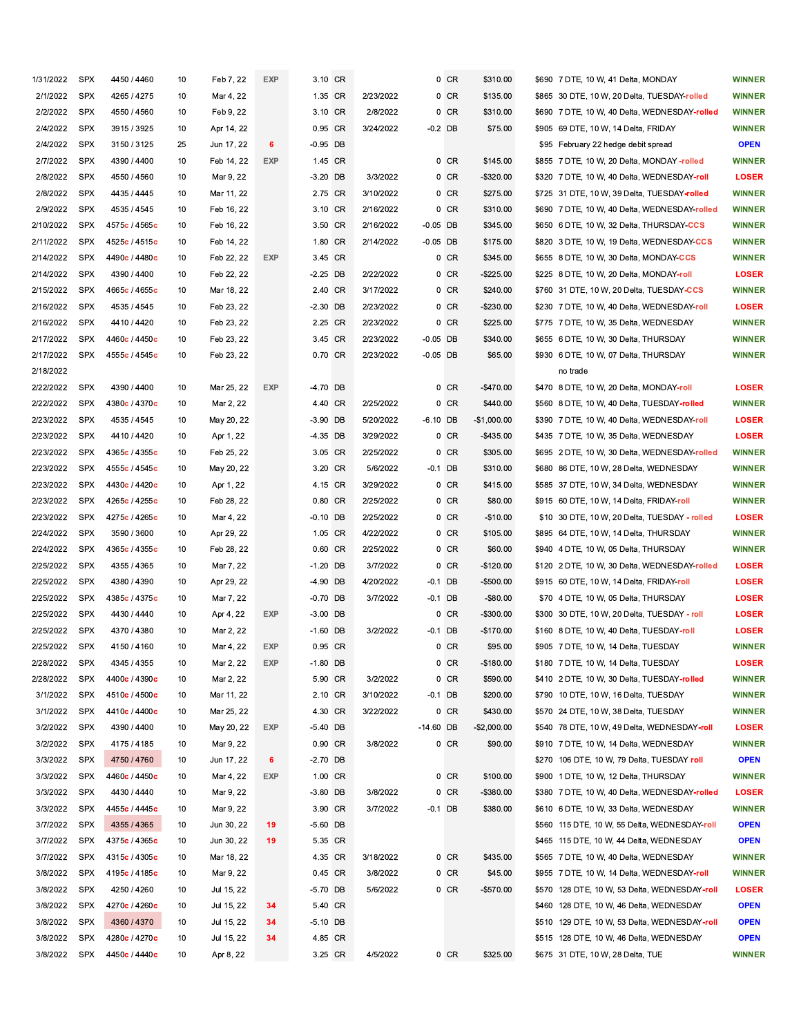| | | | | | | | | | | | | | | |
|---|---|---|---|---|---|---|---|---|---|---|---|---|---|---|
| 1/31/2022 | SPX | 4450 / 4460 | 10 | Feb 7, 22 | EXP | 3.10 | CR | | 0 | CR | $310.00 | $690 | 7 DTE, 10 W, 41 Delta, MONDAY | WINNER |
| 2/1/2022 | SPX | 4265 / 4275 | 10 | Mar 4, 22 | | 1.35 | CR | 2/23/2022 | 0 | CR | $135.00 | $865 | 30 DTE, 10 W, 20 Delta, TUESDAY-rolled | WINNER |
| 2/2/2022 | SPX | 4550 / 4560 | 10 | Feb 9, 22 | | 3.10 | CR | 2/8/2022 | 0 | CR | $310.00 | $690 | 7 DTE, 10 W, 40 Delta, WEDNESDAY-rolled | WINNER |
| 2/4/2022 | SPX | 3915 / 3925 | 10 | Apr 14, 22 | | 0.95 | CR | 3/24/2022 | -0.2 | DB | $75.00 | $905 | 69 DTE, 10 W, 14 Delta, FRIDAY | WINNER |
| 2/4/2022 | SPX | 3150 / 3125 | 25 | Jun 17, 22 | 6 | -0.95 | DB | | | | | $95 | February 22 hedge debit spread | OPEN |
| 2/7/2022 | SPX | 4390 / 4400 | 10 | Feb 14, 22 | EXP | 1.45 | CR | | 0 | CR | $145.00 | $855 | 7 DTE, 10 W, 20 Delta, MONDAY -rolled | WINNER |
| 2/8/2022 | SPX | 4550 / 4560 | 10 | Mar 9, 22 | | -3.20 | DB | 3/3/2022 | 0 | CR | -$320.00 | $320 | 7 DTE, 10 W, 40 Delta, WEDNESDAY-roll | LOSER |
| 2/8/2022 | SPX | 4435 / 4445 | 10 | Mar 11, 22 | | 2.75 | CR | 3/10/2022 | 0 | CR | $275.00 | $725 | 31 DTE, 10 W, 39 Delta, TUESDAY-rolled | WINNER |
| 2/9/2022 | SPX | 4535 / 4545 | 10 | Feb 16, 22 | | 3.10 | CR | 2/16/2022 | 0 | CR | $310.00 | $690 | 7 DTE, 10 W, 40 Delta, WEDNESDAY-rolled | WINNER |
| 2/10/2022 | SPX | 4575c / 4565c | 10 | Feb 16, 22 | | 3.50 | CR | 2/16/2022 | -0.05 | DB | $345.00 | $650 | 6 DTE, 10 W, 32 Delta, THURSDAY-CCS | WINNER |
| 2/11/2022 | SPX | 4525c / 4515c | 10 | Feb 14, 22 | | 1.80 | CR | 2/14/2022 | -0.05 | DB | $175.00 | $820 | 3 DTE, 10 W, 19 Delta, WEDNESDAY-CCS | WINNER |
| 2/14/2022 | SPX | 4490c / 4480c | 10 | Feb 22, 22 | EXP | 3.45 | CR | | 0 | CR | $345.00 | $655 | 8 DTE, 10 W, 30 Delta, MONDAY-CCS | WINNER |
| 2/14/2022 | SPX | 4390 / 4400 | 10 | Feb 22, 22 | | -2.25 | DB | 2/22/2022 | 0 | CR | -$225.00 | $225 | 8 DTE, 10 W, 20 Delta, MONDAY-roll | LOSER |
| 2/15/2022 | SPX | 4665c / 4655c | 10 | Mar 18, 22 | | 2.40 | CR | 3/17/2022 | 0 | CR | $240.00 | $760 | 31 DTE, 10 W, 20 Delta, TUESDAY-CCS | WINNER |
| 2/16/2022 | SPX | 4535 / 4545 | 10 | Feb 23, 22 | | -2.30 | DB | 2/23/2022 | 0 | CR | -$230.00 | $230 | 7 DTE, 10 W, 40 Delta, WEDNESDAY-roll | LOSER |
| 2/16/2022 | SPX | 4410 / 4420 | 10 | Feb 23, 22 | | 2.25 | CR | 2/23/2022 | 0 | CR | $225.00 | $775 | 7 DTE, 10 W, 35 Delta, WEDNESDAY | WINNER |
| 2/17/2022 | SPX | 4460c / 4450c | 10 | Feb 23, 22 | | 3.45 | CR | 2/23/2022 | -0.05 | DB | $340.00 | $655 | 6 DTE, 10 W, 30 Delta, THURSDAY | WINNER |
| 2/17/2022 | SPX | 4555c / 4545c | 10 | Feb 23, 22 | | 0.70 | CR | 2/23/2022 | -0.05 | DB | $65.00 | $930 | 6 DTE, 10 W, 07 Delta, THURSDAY | WINNER |
| 2/18/2022 | | | | | | | | | | | | | no trade | |
| 2/22/2022 | SPX | 4390 / 4400 | 10 | Mar 25, 22 | EXP | -4.70 | DB | | 0 | CR | -$470.00 | $470 | 8 DTE, 10 W, 20 Delta, MONDAY-roll | LOSER |
| 2/22/2022 | SPX | 4380c / 4370c | 10 | Mar 2, 22 | | 4.40 | CR | 2/25/2022 | 0 | CR | $440.00 | $560 | 8 DTE, 10 W, 40 Delta, TUESDAY-rolled | WINNER |
| 2/23/2022 | SPX | 4535 / 4545 | 10 | May 20, 22 | | -3.90 | DB | 5/20/2022 | -6.10 | DB | -$1,000.00 | $390 | 7 DTE, 10 W, 40 Delta, WEDNESDAY-roll | LOSER |
| 2/23/2022 | SPX | 4410 / 4420 | 10 | Apr 1, 22 | | -4.35 | DB | 3/29/2022 | 0 | CR | -$435.00 | $435 | 7 DTE, 10 W, 35 Delta, WEDNESDAY | LOSER |
| 2/23/2022 | SPX | 4365c / 4355c | 10 | Feb 25, 22 | | 3.05 | CR | 2/25/2022 | 0 | CR | $305.00 | $695 | 2 DTE, 10 W, 30 Delta, WEDNESDAY-rolled | WINNER |
| 2/23/2022 | SPX | 4555c / 4545c | 10 | May 20, 22 | | 3.20 | CR | 5/6/2022 | -0.1 | DB | $310.00 | $680 | 86 DTE, 10 W, 28 Delta, WEDNESDAY | WINNER |
| 2/23/2022 | SPX | 4430c / 4420c | 10 | Apr 1, 22 | | 4.15 | CR | 3/29/2022 | 0 | CR | $415.00 | $585 | 37 DTE, 10 W, 34 Delta, WEDNESDAY | WINNER |
| 2/23/2022 | SPX | 4265c / 4255c | 10 | Feb 28, 22 | | 0.80 | CR | 2/25/2022 | 0 | CR | $80.00 | $915 | 60 DTE, 10 W, 14 Delta, FRIDAY-roll | WINNER |
| 2/23/2022 | SPX | 4275c / 4265c | 10 | Mar 4, 22 | | -0.10 | DB | 2/25/2022 | 0 | CR | -$10.00 | $10 | 30 DTE, 10 W, 20 Delta, TUESDAY - rolled | LOSER |
| 2/24/2022 | SPX | 3590 / 3600 | 10 | Apr 29, 22 | | 1.05 | CR | 4/22/2022 | 0 | CR | $105.00 | $895 | 64 DTE, 10 W, 14 Delta, THURSDAY | WINNER |
| 2/24/2022 | SPX | 4365c / 4355c | 10 | Feb 28, 22 | | 0.60 | CR | 2/25/2022 | 0 | CR | $60.00 | $940 | 4 DTE, 10 W, 05 Delta, THURSDAY | WINNER |
| 2/25/2022 | SPX | 4355 / 4365 | 10 | Mar 7, 22 | | -1.20 | DB | 3/7/2022 | 0 | CR | -$120.00 | $120 | 2 DTE, 10 W, 30 Delta, WEDNESDAY-rolled | LOSER |
| 2/25/2022 | SPX | 4380 / 4390 | 10 | Apr 29, 22 | | -4.90 | DB | 4/20/2022 | -0.1 | DB | -$500.00 | $915 | 60 DTE, 10 W, 14 Delta, FRIDAY-roll | LOSER |
| 2/25/2022 | SPX | 4385c / 4375c | 10 | Mar 7, 22 | | -0.70 | DB | 3/7/2022 | -0.1 | DB | -$80.00 | $70 | 4 DTE, 10 W, 05 Delta, THURSDAY | LOSER |
| 2/25/2022 | SPX | 4430 / 4440 | 10 | Apr 4, 22 | EXP | -3.00 | DB | | 0 | CR | -$300.00 | $300 | 30 DTE, 10 W, 20 Delta, TUESDAY - roll | LOSER |
| 2/25/2022 | SPX | 4370 / 4380 | 10 | Mar 2, 22 | | -1.60 | DB | 3/2/2022 | -0.1 | DB | -$170.00 | $160 | 8 DTE, 10 W, 40 Delta, TUESDAY-roll | LOSER |
| 2/25/2022 | SPX | 4150 / 4160 | 10 | Mar 4, 22 | EXP | 0.95 | CR | | 0 | CR | $95.00 | $905 | 7 DTE, 10 W, 14 Delta, TUESDAY | WINNER |
| 2/28/2022 | SPX | 4345 / 4355 | 10 | Mar 2, 22 | EXP | -1.80 | DB | | 0 | CR | -$180.00 | $180 | 7 DTE, 10 W, 14 Delta, TUESDAY | LOSER |
| 2/28/2022 | SPX | 4400c / 4390c | 10 | Mar 2, 22 | | 5.90 | CR | 3/2/2022 | 0 | CR | $590.00 | $410 | 2 DTE, 10 W, 30 Delta, TUESDAY-rolled | WINNER |
| 3/1/2022 | SPX | 4510c / 4500c | 10 | Mar 11, 22 | | 2.10 | CR | 3/10/2022 | -0.1 | DB | $200.00 | $790 | 10 DTE, 10 W, 16 Delta, TUESDAY | WINNER |
| 3/1/2022 | SPX | 4410c / 4400c | 10 | Mar 25, 22 | | 4.30 | CR | 3/22/2022 | 0 | CR | $430.00 | $570 | 24 DTE, 10 W, 38 Delta, TUESDAY | WINNER |
| 3/2/2022 | SPX | 4390 / 4400 | 10 | May 20, 22 | EXP | -5.40 | DB | | -14.60 | DB | -$2,000.00 | $540 | 78 DTE, 10 W, 49 Delta, WEDNESDAY-roll | LOSER |
| 3/2/2022 | SPX | 4175 / 4185 | 10 | Mar 9, 22 | | 0.90 | CR | 3/8/2022 | 0 | CR | $90.00 | $910 | 7 DTE, 10 W, 14 Delta, WEDNESDAY | WINNER |
| 3/3/2022 | SPX | 4750 / 4760 | 10 | Jun 17, 22 | 6 | -2.70 | DB | | | | | $270 | 106 DTE, 10 W, 79 Delta, TUESDAY roll | OPEN |
| 3/3/2022 | SPX | 4460c / 4450c | 10 | Mar 4, 22 | EXP | 1.00 | CR | | 0 | CR | $100.00 | $900 | 1 DTE, 10 W, 12 Delta, THURSDAY | WINNER |
| 3/3/2022 | SPX | 4430 / 4440 | 10 | Mar 9, 22 | | -3.80 | DB | 3/8/2022 | 0 | CR | -$380.00 | $380 | 7 DTE, 10 W, 40 Delta, WEDNESDAY-rolled | LOSER |
| 3/3/2022 | SPX | 4455c / 4445c | 10 | Mar 9, 22 | | 3.90 | CR | 3/7/2022 | -0.1 | DB | $380.00 | $610 | 6 DTE, 10 W, 33 Delta, WEDNESDAY | WINNER |
| 3/7/2022 | SPX | 4355 / 4365 | 10 | Jun 30, 22 | 19 | -5.60 | DB | | | | | $560 | 115 DTE, 10 W, 55 Delta, WEDNESDAY-roll | OPEN |
| 3/7/2022 | SPX | 4375c / 4365c | 10 | Jun 30, 22 | 19 | 5.35 | CR | | | | | $465 | 115 DTE, 10 W, 44 Delta, WEDNESDAY | OPEN |
| 3/7/2022 | SPX | 4315c / 4305c | 10 | Mar 18, 22 | | 4.35 | CR | 3/18/2022 | 0 | CR | $435.00 | $565 | 7 DTE, 10 W, 40 Delta, WEDNESDAY | WINNER |
| 3/8/2022 | SPX | 4195c / 4185c | 10 | Mar 9, 22 | | 0.45 | CR | 3/8/2022 | 0 | CR | $45.00 | $955 | 7 DTE, 10 W, 14 Delta, WEDNESDAY-roll | WINNER |
| 3/8/2022 | SPX | 4250 / 4260 | 10 | Jul 15, 22 | | -5.70 | DB | 5/6/2022 | 0 | CR | -$570.00 | $570 | 128 DTE, 10 W, 53 Delta, WEDNESDAY-roll | LOSER |
| 3/8/2022 | SPX | 4270c / 4260c | 10 | Jul 15, 22 | 34 | 5.40 | CR | | | | | $460 | 128 DTE, 10 W, 46 Delta, WEDNESDAY | OPEN |
| 3/8/2022 | SPX | 4360 / 4370 | 10 | Jul 15, 22 | 34 | -5.10 | DB | | | | | $510 | 129 DTE, 10 W, 53 Delta, WEDNESDAY-roll | OPEN |
| 3/8/2022 | SPX | 4280c / 4270c | 10 | Jul 15, 22 | 34 | 4.85 | CR | | | | | $515 | 128 DTE, 10 W, 46 Delta, WEDNESDAY | OPEN |
| 3/8/2022 | SPX | 4450c / 4440c | 10 | Apr 8, 22 | | 3.25 | CR | 4/5/2022 | 0 | CR | $325.00 | $675 | 31 DTE, 10 W, 28 Delta, TUE | WINNER |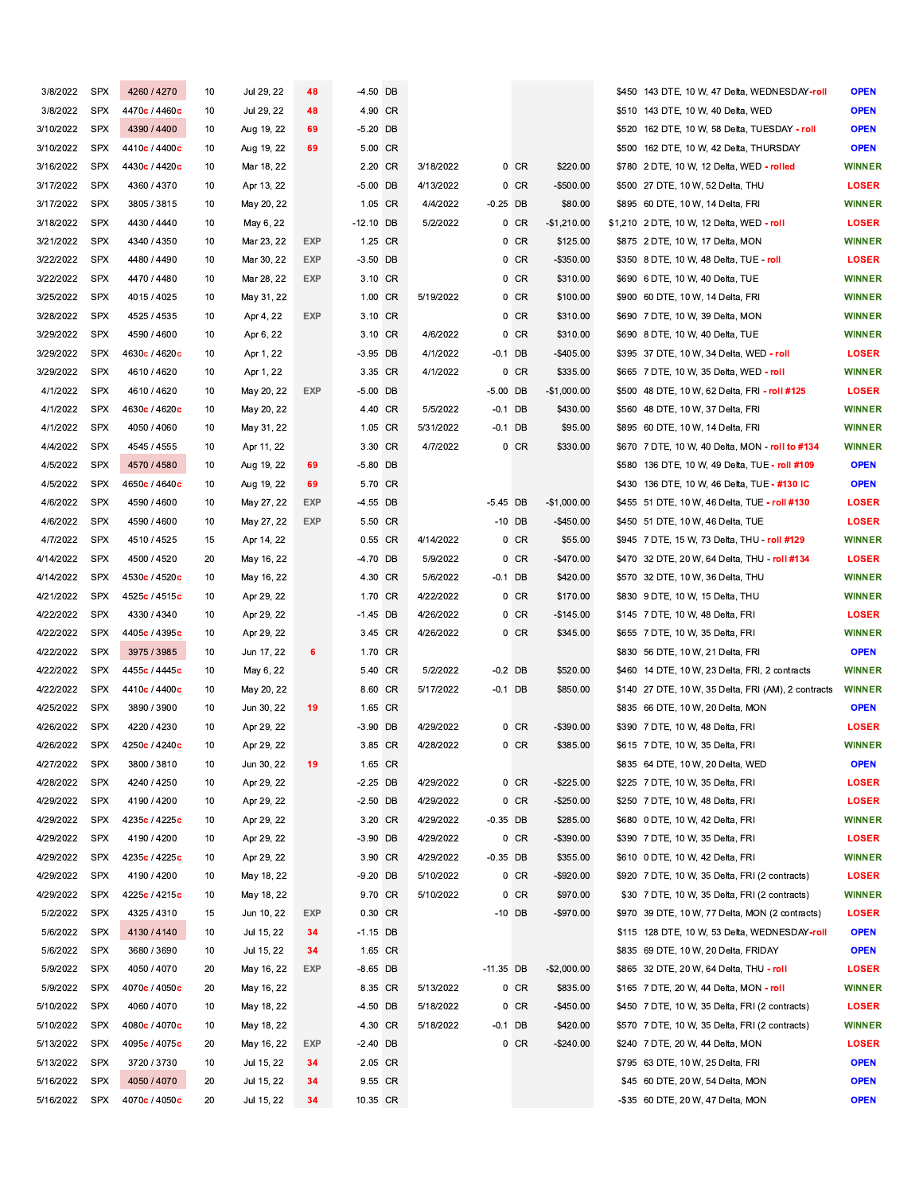| | | | | | | | | | | | | | | |
|---|---|---|---|---|---|---|---|---|---|---|---|---|---|---|
| 3/8/2022 | SPX | 4260 / 4270 | 10 | Jul 29, 22 | 48 | -4.50 | DB | | | | | $450 | 143 DTE, 10 W, 47 Delta, WEDNESDAY-roll | OPEN |
| 3/8/2022 | SPX | 4470c / 4460c | 10 | Jul 29, 22 | 48 | 4.90 | CR | | | | | $510 | 143 DTE, 10 W, 40 Delta, WED | OPEN |
| 3/10/2022 | SPX | 4390 / 4400 | 10 | Aug 19, 22 | 69 | -5.20 | DB | | | | | $520 | 162 DTE, 10 W, 58 Delta, TUESDAY - roll | OPEN |
| 3/10/2022 | SPX | 4410c / 4400c | 10 | Aug 19, 22 | 69 | 5.00 | CR | | | | | $500 | 162 DTE, 10 W, 42 Delta, THURSDAY | OPEN |
| 3/16/2022 | SPX | 4430c / 4420c | 10 | Mar 18, 22 | | 2.20 | CR | 3/18/2022 | 0 | CR | $220.00 | $780 | 2 DTE, 10 W, 12 Delta, WED - rolled | WINNER |
| 3/17/2022 | SPX | 4360 / 4370 | 10 | Apr 13, 22 | | -5.00 | DB | 4/13/2022 | 0 | CR | -$500.00 | $500 | 27 DTE, 10 W, 52 Delta, THU | LOSER |
| 3/17/2022 | SPX | 3805 / 3815 | 10 | May 20, 22 | | 1.05 | CR | 4/4/2022 | -0.25 | DB | $80.00 | $895 | 60 DTE, 10 W, 14 Delta, FRI | WINNER |
| 3/18/2022 | SPX | 4430 / 4440 | 10 | May 6, 22 | | -12.10 | DB | 5/2/2022 | 0 | CR | -$1,210.00 | $1,210 | 2 DTE, 10 W, 12 Delta, WED - roll | LOSER |
| 3/21/2022 | SPX | 4340 / 4350 | 10 | Mar 23, 22 | EXP | 1.25 | CR | | 0 | CR | $125.00 | $875 | 2 DTE, 10 W, 17 Delta, MON | WINNER |
| 3/22/2022 | SPX | 4480 / 4490 | 10 | Mar 30, 22 | EXP | -3.50 | DB | | 0 | CR | -$350.00 | $350 | 8 DTE, 10 W, 48 Delta, TUE - roll | LOSER |
| 3/22/2022 | SPX | 4470 / 4480 | 10 | Mar 28, 22 | EXP | 3.10 | CR | | 0 | CR | $310.00 | $690 | 6 DTE, 10 W, 40 Delta, TUE | WINNER |
| 3/25/2022 | SPX | 4015 / 4025 | 10 | May 31, 22 | | 1.00 | CR | 5/19/2022 | 0 | CR | $100.00 | $900 | 60 DTE, 10 W, 14 Delta, FRI | WINNER |
| 3/28/2022 | SPX | 4525 / 4535 | 10 | Apr 4, 22 | EXP | 3.10 | CR | | 0 | CR | $310.00 | $690 | 7 DTE, 10 W, 39 Delta, MON | WINNER |
| 3/29/2022 | SPX | 4590 / 4600 | 10 | Apr 6, 22 | | 3.10 | CR | 4/6/2022 | 0 | CR | $310.00 | $690 | 8 DTE, 10 W, 40 Delta, TUE | WINNER |
| 3/29/2022 | SPX | 4630c / 4620c | 10 | Apr 1, 22 | | -3.95 | DB | 4/1/2022 | -0.1 | DB | -$405.00 | $395 | 37 DTE, 10 W, 34 Delta, WED - roll | LOSER |
| 3/29/2022 | SPX | 4610 / 4620 | 10 | Apr 1, 22 | | 3.35 | CR | 4/1/2022 | 0 | CR | $335.00 | $665 | 7 DTE, 10 W, 35 Delta, WED - roll | WINNER |
| 4/1/2022 | SPX | 4610 / 4620 | 10 | May 20, 22 | EXP | -5.00 | DB | | -5.00 | DB | -$1,000.00 | $500 | 48 DTE, 10 W, 62 Delta, FRI - roll #125 | LOSER |
| 4/1/2022 | SPX | 4630c / 4620c | 10 | May 20, 22 | | 4.40 | CR | 5/5/2022 | -0.1 | DB | $430.00 | $560 | 48 DTE, 10 W, 37 Delta, FRI | WINNER |
| 4/1/2022 | SPX | 4050 / 4060 | 10 | May 31, 22 | | 1.05 | CR | 5/31/2022 | -0.1 | DB | $95.00 | $895 | 60 DTE, 10 W, 14 Delta, FRI | WINNER |
| 4/4/2022 | SPX | 4545 / 4555 | 10 | Apr 11, 22 | | 3.30 | CR | 4/7/2022 | 0 | CR | $330.00 | $670 | 7 DTE, 10 W, 40 Delta, MON - roll to #134 | WINNER |
| 4/5/2022 | SPX | 4570 / 4580 | 10 | Aug 19, 22 | 69 | -5.80 | DB | | | | | $580 | 136 DTE, 10 W, 49 Delta, TUE - roll #109 | OPEN |
| 4/5/2022 | SPX | 4650c / 4640c | 10 | Aug 19, 22 | 69 | 5.70 | CR | | | | | $430 | 136 DTE, 10 W, 46 Delta, TUE - #130 IC | OPEN |
| 4/6/2022 | SPX | 4590 / 4600 | 10 | May 27, 22 | EXP | -4.55 | DB | | -5.45 | DB | -$1,000.00 | $455 | 51 DTE, 10 W, 46 Delta, TUE - roll #130 | LOSER |
| 4/6/2022 | SPX | 4590 / 4600 | 10 | May 27, 22 | EXP | 5.50 | CR | | -10 | DB | -$450.00 | $450 | 51 DTE, 10 W, 46 Delta, TUE | LOSER |
| 4/7/2022 | SPX | 4510 / 4525 | 15 | Apr 14, 22 | | 0.55 | CR | 4/14/2022 | 0 | CR | $55.00 | $945 | 7 DTE, 15 W, 73 Delta, THU - roll #129 | WINNER |
| 4/14/2022 | SPX | 4500 / 4520 | 20 | May 16, 22 | | -4.70 | DB | 5/9/2022 | 0 | CR | -$470.00 | $470 | 32 DTE, 20 W, 64 Delta, THU - roll #134 | LOSER |
| 4/14/2022 | SPX | 4530c / 4520c | 10 | May 16, 22 | | 4.30 | CR | 5/6/2022 | -0.1 | DB | $420.00 | $570 | 32 DTE, 10 W, 36 Delta, THU | WINNER |
| 4/21/2022 | SPX | 4525c / 4515c | 10 | Apr 29, 22 | | 1.70 | CR | 4/22/2022 | 0 | CR | $170.00 | $830 | 9 DTE, 10 W, 15 Delta, THU | WINNER |
| 4/22/2022 | SPX | 4330 / 4340 | 10 | Apr 29, 22 | | -1.45 | DB | 4/26/2022 | 0 | CR | -$145.00 | $145 | 7 DTE, 10 W, 48 Delta, FRI | LOSER |
| 4/22/2022 | SPX | 4405c / 4395c | 10 | Apr 29, 22 | | 3.45 | CR | 4/26/2022 | 0 | CR | $345.00 | $655 | 7 DTE, 10 W, 35 Delta, FRI | WINNER |
| 4/22/2022 | SPX | 3975 / 3985 | 10 | Jun 17, 22 | 6 | 1.70 | CR | | | | | $830 | 56 DTE, 10 W, 21 Delta, FRI | OPEN |
| 4/22/2022 | SPX | 4455c / 4445c | 10 | May 6, 22 | | 5.40 | CR | 5/2/2022 | -0.2 | DB | $520.00 | $460 | 14 DTE, 10 W, 23 Delta, FRI, 2 contracts | WINNER |
| 4/22/2022 | SPX | 4410c / 4400c | 10 | May 20, 22 | | 8.60 | CR | 5/17/2022 | -0.1 | DB | $850.00 | $140 | 27 DTE, 10 W, 35 Delta, FRI (AM), 2 contracts | WINNER |
| 4/25/2022 | SPX | 3890 / 3900 | 10 | Jun 30, 22 | 19 | 1.65 | CR | | | | | $835 | 66 DTE, 10 W, 20 Delta, MON | OPEN |
| 4/26/2022 | SPX | 4220 / 4230 | 10 | Apr 29, 22 | | -3.90 | DB | 4/29/2022 | 0 | CR | -$390.00 | $390 | 7 DTE, 10 W, 48 Delta, FRI | LOSER |
| 4/26/2022 | SPX | 4250c / 4240c | 10 | Apr 29, 22 | | 3.85 | CR | 4/28/2022 | 0 | CR | $385.00 | $615 | 7 DTE, 10 W, 35 Delta, FRI | WINNER |
| 4/27/2022 | SPX | 3800 / 3810 | 10 | Jun 30, 22 | 19 | 1.65 | CR | | | | | $835 | 64 DTE, 10 W, 20 Delta, WED | OPEN |
| 4/28/2022 | SPX | 4240 / 4250 | 10 | Apr 29, 22 | | -2.25 | DB | 4/29/2022 | 0 | CR | -$225.00 | $225 | 7 DTE, 10 W, 35 Delta, FRI | LOSER |
| 4/29/2022 | SPX | 4190 / 4200 | 10 | Apr 29, 22 | | -2.50 | DB | 4/29/2022 | 0 | CR | -$250.00 | $250 | 7 DTE, 10 W, 48 Delta, FRI | LOSER |
| 4/29/2022 | SPX | 4235c / 4225c | 10 | Apr 29, 22 | | 3.20 | CR | 4/29/2022 | -0.35 | DB | $285.00 | $680 | 0 DTE, 10 W, 42 Delta, FRI | WINNER |
| 4/29/2022 | SPX | 4190 / 4200 | 10 | Apr 29, 22 | | -3.90 | DB | 4/29/2022 | 0 | CR | -$390.00 | $390 | 7 DTE, 10 W, 35 Delta, FRI | LOSER |
| 4/29/2022 | SPX | 4235c / 4225c | 10 | Apr 29, 22 | | 3.90 | CR | 4/29/2022 | -0.35 | DB | $355.00 | $610 | 0 DTE, 10 W, 42 Delta, FRI | WINNER |
| 4/29/2022 | SPX | 4190 / 4200 | 10 | May 18, 22 | | -9.20 | DB | 5/10/2022 | 0 | CR | -$920.00 | $920 | 7 DTE, 10 W, 35 Delta, FRI (2 contracts) | LOSER |
| 4/29/2022 | SPX | 4225c / 4215c | 10 | May 18, 22 | | 9.70 | CR | 5/10/2022 | 0 | CR | $970.00 | $30 | 7 DTE, 10 W, 35 Delta, FRI (2 contracts) | WINNER |
| 5/2/2022 | SPX | 4325 / 4310 | 15 | Jun 10, 22 | EXP | 0.30 | CR | | -10 | DB | -$970.00 | $970 | 39 DTE, 10 W, 77 Delta, MON (2 contracts) | LOSER |
| 5/6/2022 | SPX | 4130 / 4140 | 10 | Jul 15, 22 | 34 | -1.15 | DB | | | | | $115 | 128 DTE, 10 W, 53 Delta, WEDNESDAY-roll | OPEN |
| 5/6/2022 | SPX | 3680 / 3690 | 10 | Jul 15, 22 | 34 | 1.65 | CR | | | | | $835 | 69 DTE, 10 W, 20 Delta, FRIDAY | OPEN |
| 5/9/2022 | SPX | 4050 / 4070 | 20 | May 16, 22 | EXP | -8.65 | DB | | -11.35 | DB | -$2,000.00 | $865 | 32 DTE, 20 W, 64 Delta, THU - roll | LOSER |
| 5/9/2022 | SPX | 4070c / 4050c | 20 | May 16, 22 | | 8.35 | CR | 5/13/2022 | 0 | CR | $835.00 | $165 | 7 DTE, 20 W, 44 Delta, MON - roll | WINNER |
| 5/10/2022 | SPX | 4060 / 4070 | 10 | May 18, 22 | | -4.50 | DB | 5/18/2022 | 0 | CR | -$450.00 | $450 | 7 DTE, 10 W, 35 Delta, FRI (2 contracts) | LOSER |
| 5/10/2022 | SPX | 4080c / 4070c | 10 | May 18, 22 | | 4.30 | CR | 5/18/2022 | -0.1 | DB | $420.00 | $570 | 7 DTE, 10 W, 35 Delta, FRI (2 contracts) | WINNER |
| 5/13/2022 | SPX | 4095c / 4075c | 20 | May 16, 22 | EXP | -2.40 | DB | | 0 | CR | -$240.00 | $240 | 7 DTE, 20 W, 44 Delta, MON | LOSER |
| 5/13/2022 | SPX | 3720 / 3730 | 10 | Jul 15, 22 | 34 | 2.05 | CR | | | | | $795 | 63 DTE, 10 W, 25 Delta, FRI | OPEN |
| 5/16/2022 | SPX | 4050 / 4070 | 20 | Jul 15, 22 | 34 | 9.55 | CR | | | | | $45 | 60 DTE, 20 W, 54 Delta, MON | OPEN |
| 5/16/2022 | SPX | 4070c / 4050c | 20 | Jul 15, 22 | 34 | 10.35 | CR | | | | | -$35 | 60 DTE, 20 W, 47 Delta, MON | OPEN |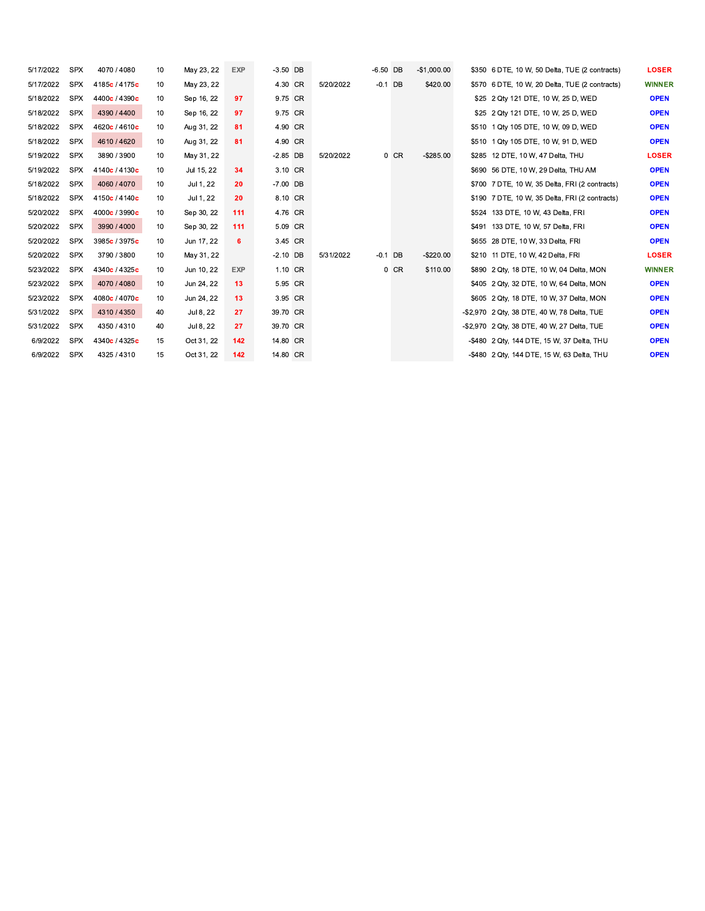| | | | | | | | | | | | | | | | |
|---|---|---|---|---|---|---|---|---|---|---|---|---|---|---|---|
| 5/17/2022 | SPX | 4070 / 4080 | 10 | May 23, 22 | EXP | -3.50 | DB | | -6.50 | DB | -$1,000.00 | $350 | 6 DTE, 10 W, 50 Delta, TUE (2 contracts) | LOSER |
| 5/17/2022 | SPX | 4185c / 4175c | 10 | May 23, 22 | | 4.30 | CR | 5/20/2022 | -0.1 | DB | $420.00 | $570 | 6 DTE, 10 W, 20 Delta, TUE (2 contracts) | WINNER |
| 5/18/2022 | SPX | 4400c / 4390c | 10 | Sep 16, 22 | 97 | 9.75 | CR | | | | | $25 | 2 Qty 121 DTE, 10 W, 25 D, WED | OPEN |
| 5/18/2022 | SPX | 4390 / 4400 | 10 | Sep 16, 22 | 97 | 9.75 | CR | | | | | $25 | 2 Qty 121 DTE, 10 W, 25 D, WED | OPEN |
| 5/18/2022 | SPX | 4620c / 4610c | 10 | Aug 31, 22 | 81 | 4.90 | CR | | | | | $510 | 1 Qty 105 DTE, 10 W, 09 D, WED | OPEN |
| 5/18/2022 | SPX | 4610 / 4620 | 10 | Aug 31, 22 | 81 | 4.90 | CR | | | | | $510 | 1 Qty 105 DTE, 10 W, 91 D, WED | OPEN |
| 5/19/2022 | SPX | 3890 / 3900 | 10 | May 31, 22 | | -2.85 | DB | 5/20/2022 | 0 | CR | -$285.00 | $285 | 12 DTE, 10 W, 47 Delta, THU | LOSER |
| 5/19/2022 | SPX | 4140c / 4130c | 10 | Jul 15, 22 | 34 | 3.10 | CR | | | | | $690 | 56 DTE, 10 W, 29 Delta, THU AM | OPEN |
| 5/18/2022 | SPX | 4060 / 4070 | 10 | Jul 1, 22 | 20 | -7.00 | DB | | | | | $700 | 7 DTE, 10 W, 35 Delta, FRI (2 contracts) | OPEN |
| 5/18/2022 | SPX | 4150c / 4140c | 10 | Jul 1, 22 | 20 | 8.10 | CR | | | | | $190 | 7 DTE, 10 W, 35 Delta, FRI (2 contracts) | OPEN |
| 5/20/2022 | SPX | 4000c / 3990c | 10 | Sep 30, 22 | 111 | 4.76 | CR | | | | | $524 | 133 DTE, 10 W, 43 Delta, FRI | OPEN |
| 5/20/2022 | SPX | 3990 / 4000 | 10 | Sep 30, 22 | 111 | 5.09 | CR | | | | | $491 | 133 DTE, 10 W, 57 Delta, FRI | OPEN |
| 5/20/2022 | SPX | 3985c / 3975c | 10 | Jun 17, 22 | 6 | 3.45 | CR | | | | | $655 | 28 DTE, 10 W, 33 Delta, FRI | OPEN |
| 5/20/2022 | SPX | 3790 / 3800 | 10 | May 31, 22 | | -2.10 | DB | 5/31/2022 | -0.1 | DB | -$220.00 | $210 | 11 DTE, 10 W, 42 Delta, FRI | LOSER |
| 5/23/2022 | SPX | 4340c / 4325c | 10 | Jun 10, 22 | EXP | 1.10 | CR | | 0 | CR | $110.00 | $890 | 2 Qty, 18 DTE, 10 W, 04 Delta, MON | WINNER |
| 5/23/2022 | SPX | 4070 / 4080 | 10 | Jun 24, 22 | 13 | 5.95 | CR | | | | | $405 | 2 Qty, 32 DTE, 10 W, 64 Delta, MON | OPEN |
| 5/23/2022 | SPX | 4080c / 4070c | 10 | Jun 24, 22 | 13 | 3.95 | CR | | | | | $605 | 2 Qty, 18 DTE, 10 W, 37 Delta, MON | OPEN |
| 5/31/2022 | SPX | 4310 / 4350 | 40 | Jul 8, 22 | 27 | 39.70 | CR | | | | | -$2,970 | 2 Qty, 38 DTE, 40 W, 78 Delta, TUE | OPEN |
| 5/31/2022 | SPX | 4350 / 4310 | 40 | Jul 8, 22 | 27 | 39.70 | CR | | | | | -$2,970 | 2 Qty, 38 DTE, 40 W, 27 Delta, TUE | OPEN |
| 6/9/2022 | SPX | 4340c / 4325c | 15 | Oct 31, 22 | 142 | 14.80 | CR | | | | | -$480 | 2 Qty, 144 DTE, 15 W, 37 Delta, THU | OPEN |
| 6/9/2022 | SPX | 4325 / 4310 | 15 | Oct 31, 22 | 142 | 14.80 | CR | | | | | -$480 | 2 Qty, 144 DTE, 15 W, 63 Delta, THU | OPEN |